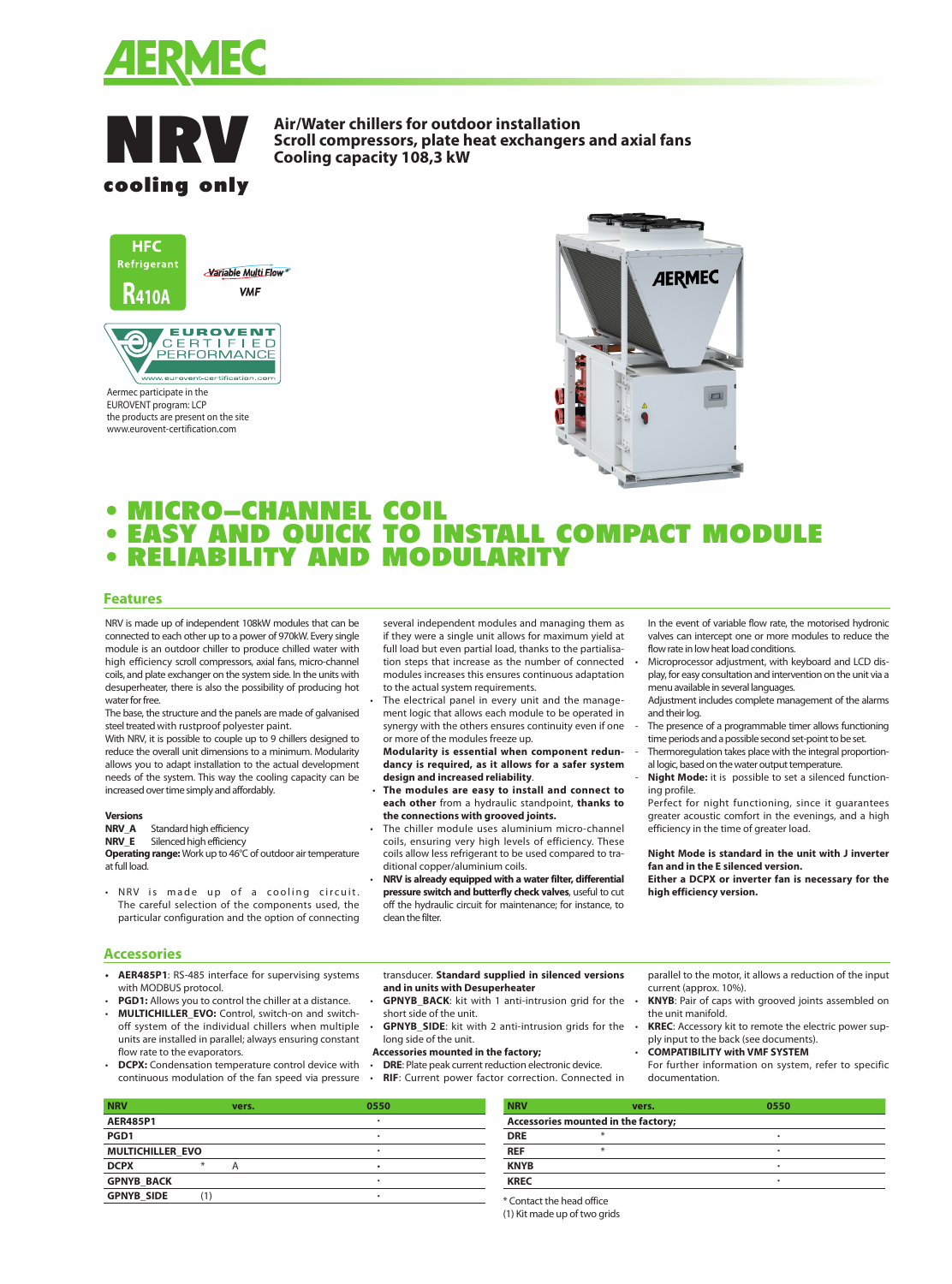# NRV

**cooling only**

**Air/Water chillers for outdoor installation**
**Scroll compressors, plate heat exchangers and axial fans**
**Cooling capacity 108,3 kW**

HFC Refrigerant R410A

Variable Multi Flow VMF

EUROVENT CERTIFIED PERFORMANCE www.eurovent-certification.com

Aermec participate in the EUROVENT program: LCP the products are present on the site www.eurovent-certification.com

## • MICRO–CHANNEL COIL
## • EASY AND QUICK TO INSTALL COMPACT MODULE
## • RELIABILITY AND MODULARITY

## Features

NRV is made up of independent 108kW modules that can be connected to each other up to a power of 970kW. Every single module is an outdoor chiller to produce chilled water with high efficiency scroll compressors, axial fans, micro-channel coils, and plate exchanger on the system side. In the units with desuperheater, there is also the possibility of producing hot water for free.

The base, the structure and the panels are made of galvanised steel treated with rustproof polyester paint.

With NRV, it is possible to couple up to 9 chillers designed to reduce the overall unit dimensions to a minimum. Modularity allows you to adapt installation to the actual development needs of the system. This way the cooling capacity can be increased over time simply and affordably.

**Versions**

**NRV_A** Standard high efficiency
**NRV_E** Silenced high efficiency

**Operating range:** Work up to 46°C of outdoor air temperature at full load.

- NRV is made up of a cooling circuit. The careful selection of the components used, the particular configuration and the option of connecting several independent modules and managing them as if they were a single unit allows for maximum yield at full load but also even partial load, thanks to the partialisation steps that increase as the number of connected modules increases this ensures continuous adaptation to the actual system requirements.
- The electrical panel in every unit and the management logic that allows each module to be operated in synergy with the others ensures continuity even if one or more of the modules freeze up.
  **Modularity is essential when component redundancy is required, as it allows for a safer system design and increased reliability**.
- **The modules are easy to install and connect to each other** from a hydraulic standpoint, **thanks to the connections with grooved joints.**
- The chiller module uses aluminium micro-channel coils, ensuring very high levels of efficiency. These coils allow less refrigerant to be used compared to traditional copper/aluminium coils.
- **NRV is already equipped with a water filter, differential pressure switch and butterfly check valves**, useful to cut off the hydraulic circuit for maintenance; for instance, to clean the filter.

  In the event of variable flow rate, the motorised hydronic valves can intercept one or more modules to reduce the flow rate in low heat load conditions.
- Microprocessor adjustment, with keyboard and LCD display, for easy consultation and intervention on the unit via a menu available in several languages.
  Adjustment includes complete management of the alarms and their log.
  - The presence of a programmable timer allows functioning time periods and a possible second set-point to be set.
  - Thermoregulation takes place with the integral proportional logic, based on the water output temperature.
  - **Night Mode:** it is possible to set a silenced functioning profile.
    Perfect for night functioning, since it guarantees greater acoustic comfort in the evenings, and a high efficiency in the time of greater load.

**Night Mode is standard in the unit with J inverter fan and in the E silenced version.**
**Either a DCPX or inverter fan is necessary for the high efficiency version.**

## Accessories

- **AER485P1**: RS-485 interface for supervising systems with MODBUS protocol.
- **PGD1:** Allows you to control the chiller at a distance.
- **MULTICHILLER_EVO:** Control, switch-on and switch-off system of the individual chillers when multiple units are installed in parallel; always ensuring constant flow rate to the evaporators.
- **DCPX:** Condensation temperature control device with continuous modulation of the fan speed via pressure transducer. **Standard supplied in silenced versions and in units with Desuperheater**
- **GPNYB_BACK**: kit with 1 anti-intrusion grid for the short side of the unit.
- **GPNYB_SIDE**: kit with 2 anti-intrusion grids for the long side of the unit.

**Accessories mounted in the factory;**

- **DRE**: Plate peak current reduction electronic device.
- **RIF**: Current power factor correction. Connected in parallel to the motor, it allows a reduction of the input current (approx. 10%).
- **KNYB**: Pair of caps with grooved joints assembled on the unit manifold.
- **KREC**: Accessory kit to remote the electric power supply input to the back (see documents).
- **COMPATIBILITY with VMF SYSTEM**
  For further information on system, refer to specific documentation.

| NRV | | vers. | 0550 |
|---|---|---|---|
| AER485P1 | | | • |
| PGD1 | | | • |
| MULTICHILLER_EVO | | | • |
| DCPX | * | A | • |
| GPNYB_BACK | | | • |
| GPNYB_SIDE | (1) | | • |

| NRV | | vers. | 0550 |
|---|---|---|---|
| Accessories mounted in the factory; | | | |
| DRE | * | | • |
| REF | * | | • |
| KNYB | | | • |
| KREC | | | • |

\* Contact the head office
(1) Kit made up of two grids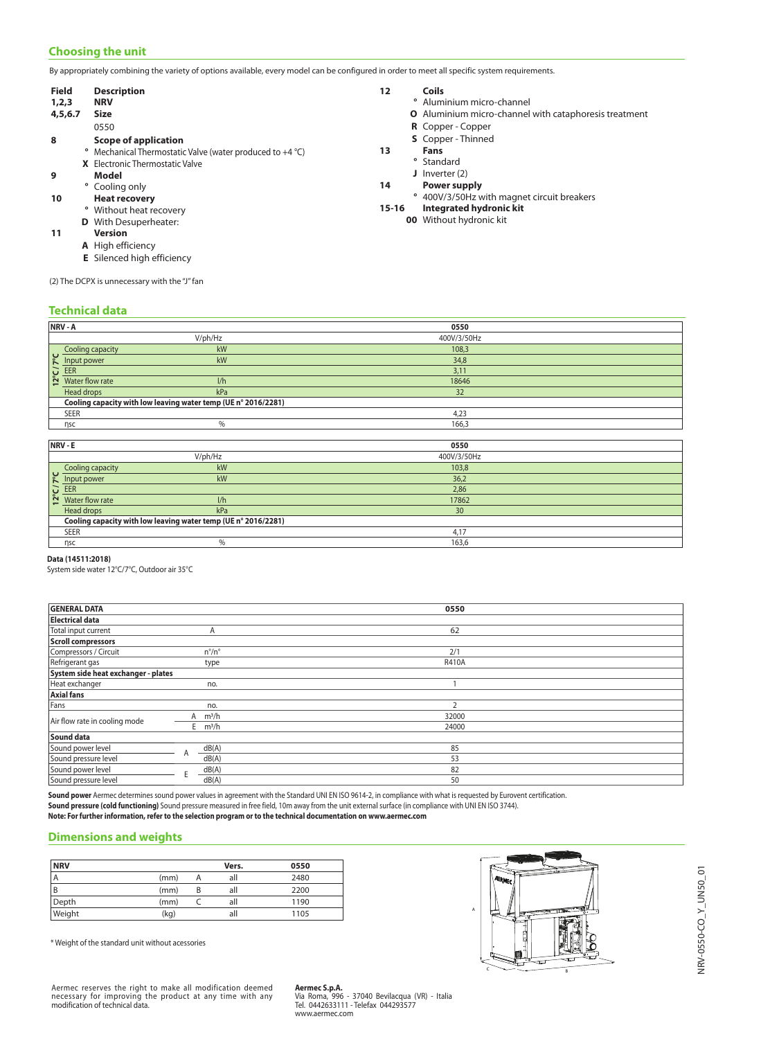## Choosing the unit

By appropriately combining the variety of options available, every model can be configured in order to meet all specific system requirements.

| Field | | Description |
|---|---|---|
| 1,2,3 | | **NRV** |
| 4,5,6.7 | | **Size** |
| | | 0550 |
| 8 | | **Scope of application** |
| | ° | Mechanical Thermostatic Valve (water produced to +4 °C) |
| | X | Electronic Thermostatic Valve |
| 9 | | **Model** |
| | ° | Cooling only |
| 10 | | **Heat recovery** |
| | ° | Without heat recovery |
| | D | With Desuperheater: |
| 11 | | **Version** |
| | A | High efficiency |
| | E | Silenced high efficiency |
| 12 | | **Coils** |
| | ° | Aluminium micro-channel |
| | O | Aluminium micro-channel with cataphoresis treatment |
| | R | Copper - Copper |
| | S | Copper - Thinned |
| 13 | | **Fans** |
| | ° | Standard |
| | J | Inverter (2) |
| 14 | | **Power supply** |
| | ° | 400V/3/50Hz with magnet circuit breakers |
| 15-16 | | **Integrated hydronic kit** |
| | 00 | Without hydronic kit |

(2) The DCPX is unnecessary with the "J" fan

## Technical data

| NRV - A | | | 0550 |
|---|---|---|---|
| | | V/ph/Hz | 400V/3/50Hz |
| 12°C / 7°C | Cooling capacity | kW | 108,3 |
| | Input power | kW | 34,8 |
| | EER | | 3,11 |
| | Water flow rate | l/h | 18646 |
| | Head drops | kPa | 32 |
| Cooling capacity with low leaving water temp (UE n° 2016/2281) | | | |
| | SEER | | 4,23 |
| | ηsc | % | 166,3 |

| NRV - E | | | 0550 |
|---|---|---|---|
| | | V/ph/Hz | 400V/3/50Hz |
| 12°C / 7°C | Cooling capacity | kW | 103,8 |
| | Input power | kW | 36,2 |
| | EER | | 2,86 |
| | Water flow rate | l/h | 17862 |
| | Head drops | kPa | 30 |
| Cooling capacity with low leaving water temp (UE n° 2016/2281) | | | |
| | SEER | | 4,17 |
| | ηsc | % | 163,6 |

**Data (14511:2018)**
System side water 12°C/7°C, Outdoor air 35°C

| GENERAL DATA | | | 0550 |
|---|---|---|---|
| **Electrical data** | | | |
| Total input current | | A | 62 |
| **Scroll compressors** | | | |
| Compressors / Circuit | | n°/n° | 2/1 |
| Refrigerant gas | | type | R410A |
| **System side heat exchanger - plates** | | | |
| Heat exchanger | | no. | 1 |
| **Axial fans** | | | |
| Fans | | no. | 2 |
| Air flow rate in cooling mode | A | m³/h | 32000 |
| | E | m³/h | 24000 |
| **Sound data** | | | |
| Sound power level | A | dB(A) | 85 |
| Sound pressure level | | dB(A) | 53 |
| Sound power level | E | dB(A) | 82 |
| Sound pressure level | | dB(A) | 50 |

**Sound power** Aermec determines sound power values in agreement with the Standard UNI EN ISO 9614-2, in compliance with what is requested by Eurovent certification.
**Sound pressure (cold functioning)** Sound pressure measured in free field, 10m away from the unit external surface (in compliance with UNI EN ISO 3744).
**Note: For further information, refer to the selection program or to the technical documentation on www.aermec.com**

## Dimensions and weights

| NRV | | | Vers. | 0550 |
|---|---|---|---|---|
| A | (mm) | A | all | 2480 |
| B | (mm) | B | all | 2200 |
| Depth | (mm) | C | all | 1190 |
| Weight | (kg) | | all | 1105 |

* Weight of the standard unit without acessories

A
C
B

NRV-0550-CO_Y_UN50_01

Aermec reserves the right to make all modification deemed necessary for improving the product at any time with any modification of technical data.

**Aermec S.p.A.**
Via Roma, 996 - 37040 Bevilacqua (VR) - Italia
Tel. 0442633111 - Telefax 044293577
www.aermec.com